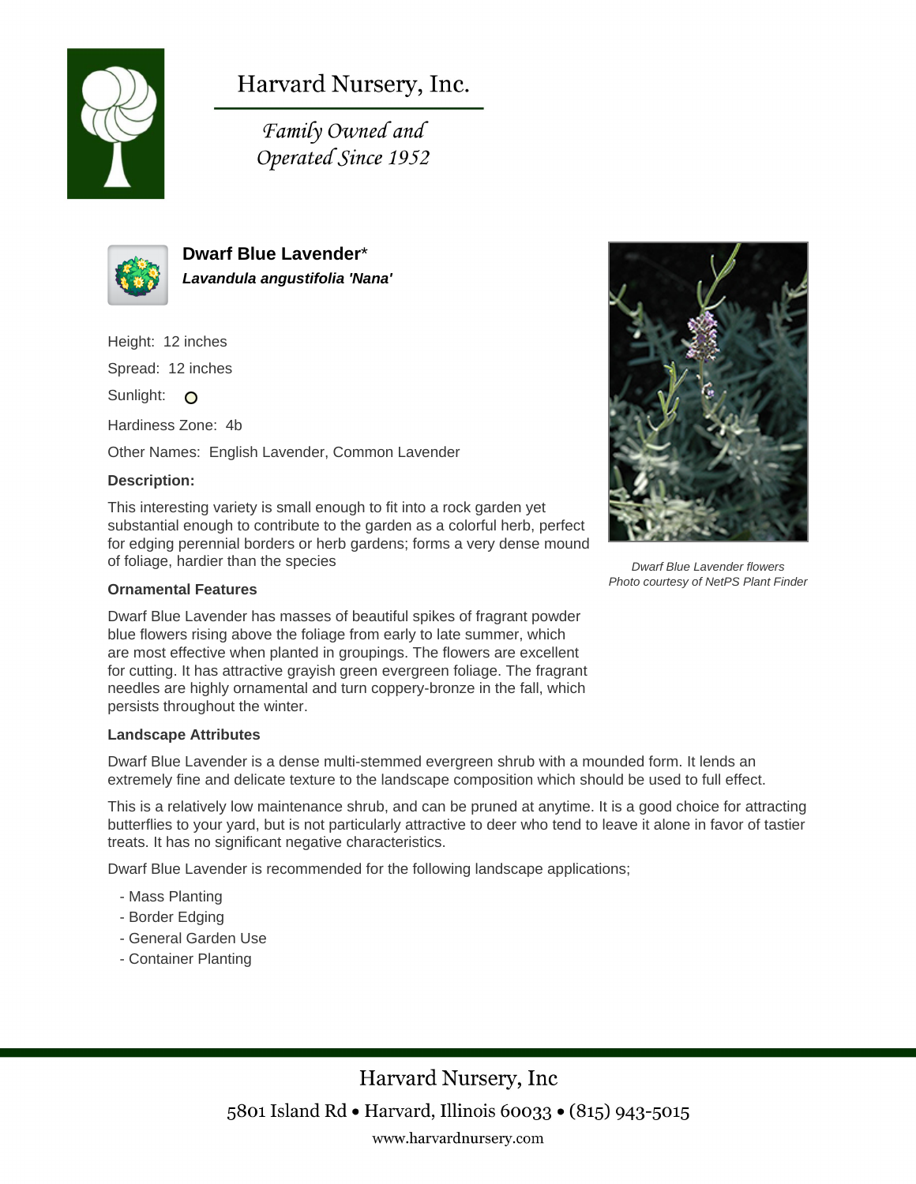# Harvard Nursery, Inc.

*Family Owned and Operated Since 1952*

## Dwarf Blue Lavender*

***Lavandula angustifolia 'Nana'***

Height: 12 inches

Spread: 12 inches

Sunlight:

Hardiness Zone: 4b

Other Names: English Lavender, Common Lavender

**Description:**

This interesting variety is small enough to fit into a rock garden yet substantial enough to contribute to the garden as a colorful herb, perfect for edging perennial borders or herb gardens; forms a very dense mound of foliage, hardier than the species

*Dwarf Blue Lavender flowers*
*Photo courtesy of NetPS Plant Finder*

**Ornamental Features**

Dwarf Blue Lavender has masses of beautiful spikes of fragrant powder blue flowers rising above the foliage from early to late summer, which are most effective when planted in groupings. The flowers are excellent for cutting. It has attractive grayish green evergreen foliage. The fragrant needles are highly ornamental and turn coppery-bronze in the fall, which persists throughout the winter.

**Landscape Attributes**

Dwarf Blue Lavender is a dense multi-stemmed evergreen shrub with a mounded form. It lends an extremely fine and delicate texture to the landscape composition which should be used to full effect.

This is a relatively low maintenance shrub, and can be pruned at anytime. It is a good choice for attracting butterflies to your yard, but is not particularly attractive to deer who tend to leave it alone in favor of tastier treats. It has no significant negative characteristics.

Dwarf Blue Lavender is recommended for the following landscape applications;

- Mass Planting
- Border Edging
- General Garden Use
- Container Planting

Harvard Nursery, Inc

5801 Island Rd • Harvard, Illinois 60033 • (815) 943-5015

www.harvardnursery.com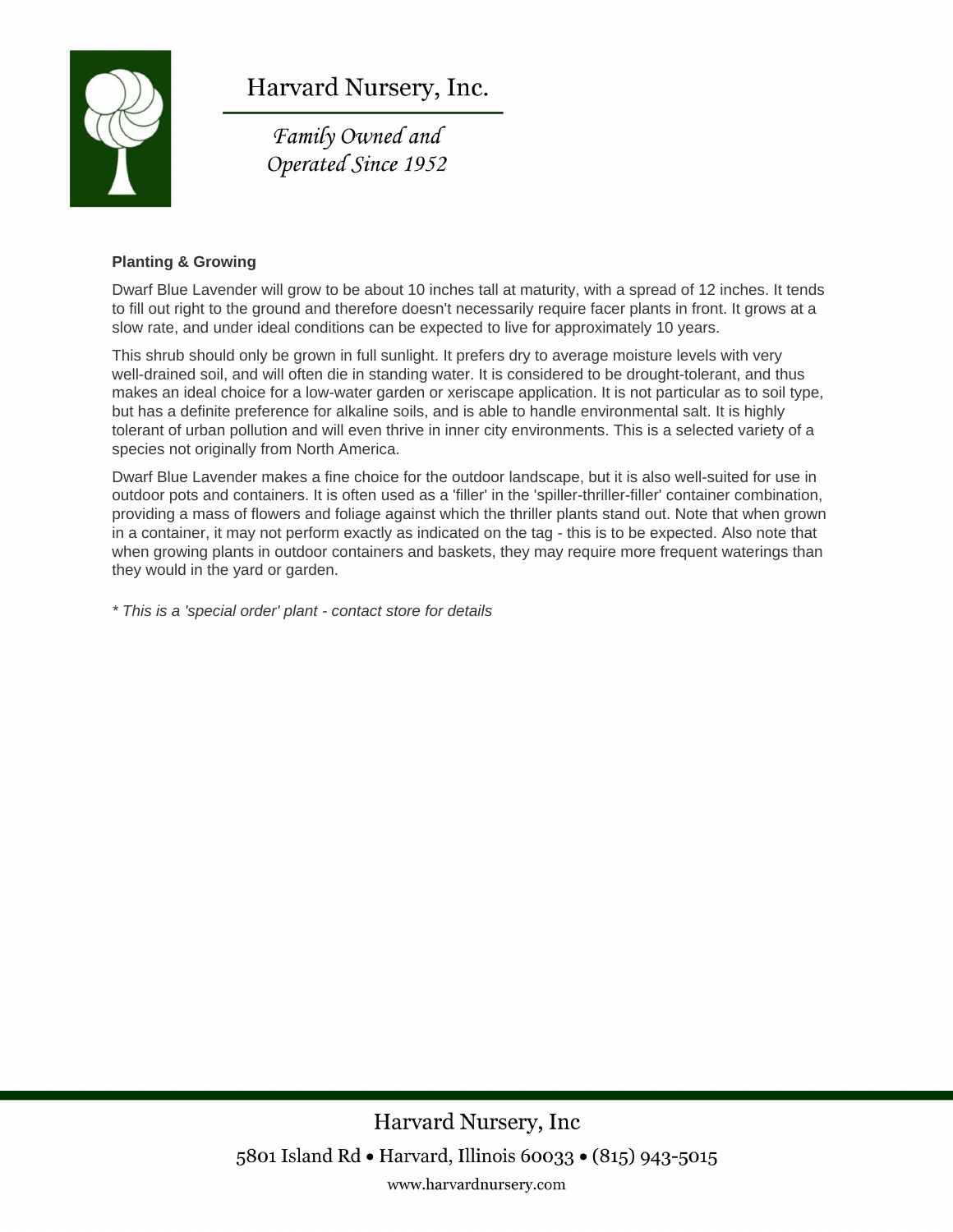**Planting & Growing**

Dwarf Blue Lavender will grow to be about 10 inches tall at maturity, with a spread of 12 inches. It tends to fill out right to the ground and therefore doesn't necessarily require facer plants in front. It grows at a slow rate, and under ideal conditions can be expected to live for approximately 10 years.

This shrub should only be grown in full sunlight. It prefers dry to average moisture levels with very well-drained soil, and will often die in standing water. It is considered to be drought-tolerant, and thus makes an ideal choice for a low-water garden or xeriscape application. It is not particular as to soil type, but has a definite preference for alkaline soils, and is able to handle environmental salt. It is highly tolerant of urban pollution and will even thrive in inner city environments. This is a selected variety of a species not originally from North America.

Dwarf Blue Lavender makes a fine choice for the outdoor landscape, but it is also well-suited for use in outdoor pots and containers. It is often used as a 'filler' in the 'spiller-thriller-filler' container combination, providing a mass of flowers and foliage against which the thriller plants stand out. Note that when grown in a container, it may not perform exactly as indicated on the tag - this is to be expected. Also note that when growing plants in outdoor containers and baskets, they may require more frequent waterings than they would in the yard or garden.

*\* This is a 'special order' plant - contact store for details*